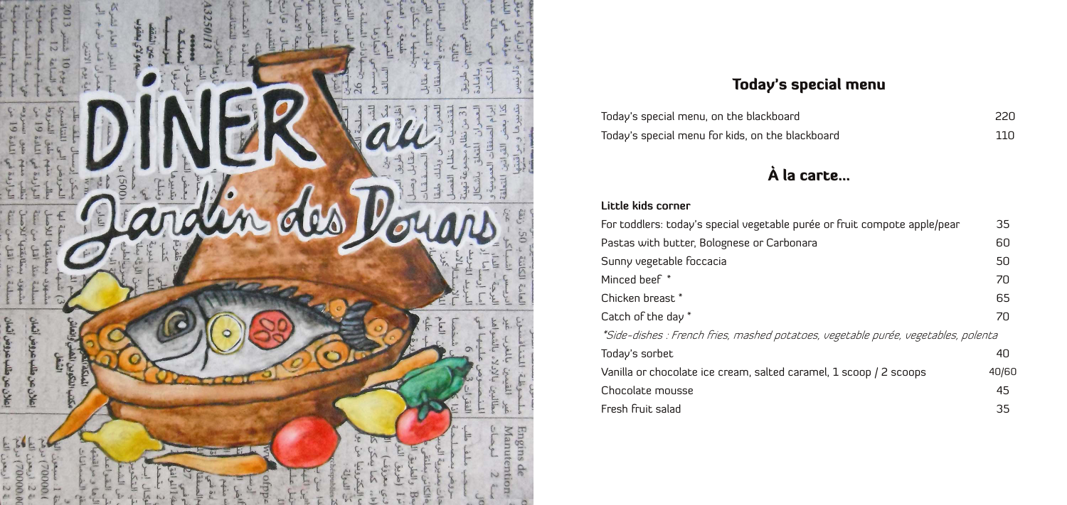# DINER au Jardin des Douars

## Today's special menu

| | |
|---|---|
| Today's special menu, on the blackboard | 220 |
| Today's special menu for kids, on the blackboard | 110 |

## À la carte...

### Little kids corner

| | |
|---|---|
| For toddlers: today's special vegetable purée or fruit compote apple/pear | 35 |
| Pastas with butter, Bolognese or Carbonara | 60 |
| Sunny vegetable foccacia | 50 |
| Minced beef * | 70 |
| Chicken breast * | 65 |
| Catch of the day * | 70 |

*\*Side-dishes : French fries, mashed potatoes, vegetable purée, vegetables, polenta*

| | |
|---|---|
| Today's sorbet | 40 |
| Vanilla or chocolate ice cream, salted caramel, 1 scoop / 2 scoops | 40/60 |
| Chocolate mousse | 45 |
| Fresh fruit salad | 35 |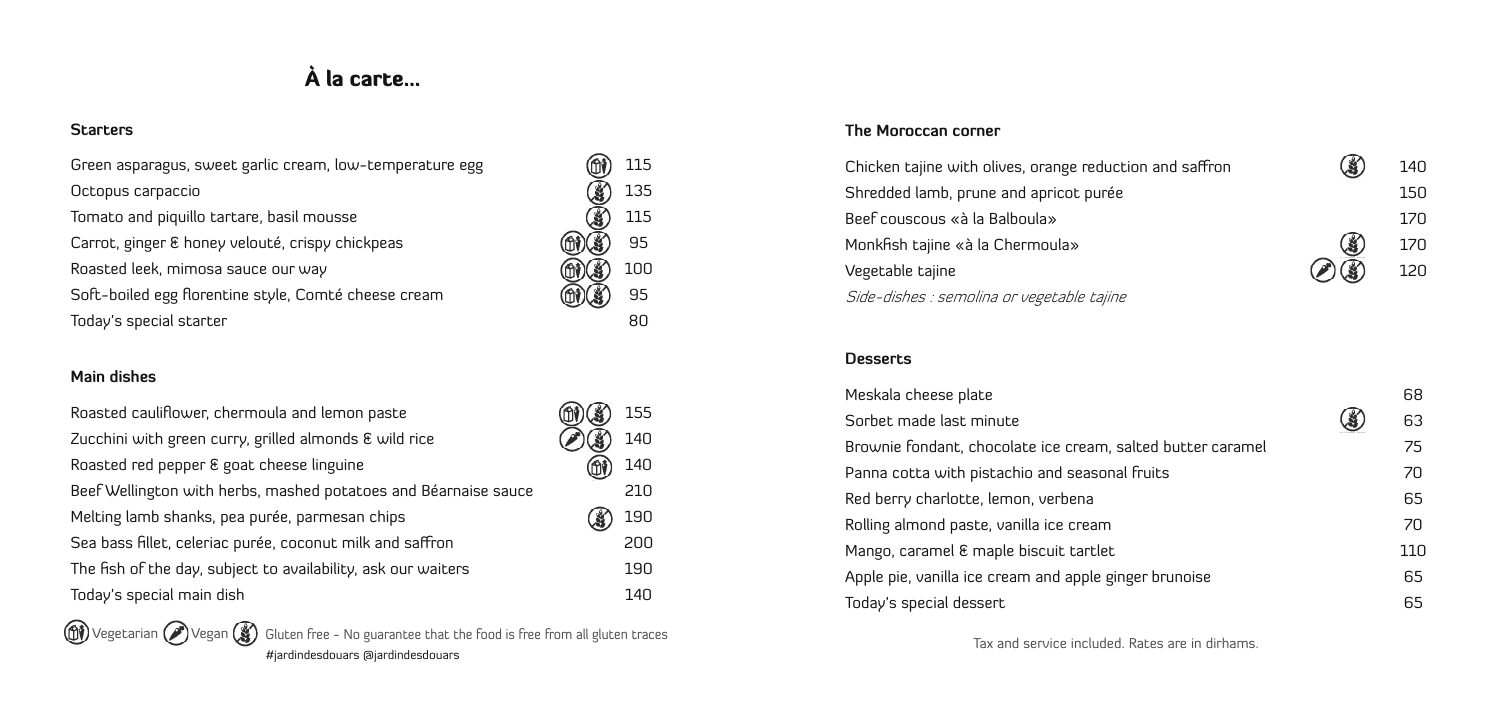# À la carte…

## Starters

| | | |
|---|---|---|
| Green asparagus, sweet garlic cream, low-temperature egg | Vegetarian | 115 |
| Octopus carpaccio | Gluten free | 135 |
| Tomato and piquillo tartare, basil mousse | Gluten free | 115 |
| Carrot, ginger & honey velouté, crispy chickpeas | Vegetarian, Gluten free | 95 |
| Roasted leek, mimosa sauce our way | Vegetarian, Gluten free | 100 |
| Soft-boiled egg florentine style, Comté cheese cream | Vegetarian, Gluten free | 95 |
| Today's special starter | | 80 |

## Main dishes

| | | |
|---|---|---|
| Roasted cauliflower, chermoula and lemon paste | Vegetarian, Gluten free | 155 |
| Zucchini with green curry, grilled almonds & wild rice | Vegan, Gluten free | 140 |
| Roasted red pepper & goat cheese linguine | Vegetarian | 140 |
| Beef Wellington with herbs, mashed potatoes and Béarnaise sauce | | 210 |
| Melting lamb shanks, pea purée, parmesan chips | Gluten free | 190 |
| Sea bass fillet, celeriac purée, coconut milk and saffron | | 200 |
| The fish of the day, subject to availability, ask our waiters | | 190 |
| Today's special main dish | | 140 |

Vegetarian · Vegan · Gluten free - No guarantee that the food is free from all gluten traces

#jardindesdouars @jardindesdouars

## The Moroccan corner

| | | |
|---|---|---|
| Chicken tajine with olives, orange reduction and saffron | Gluten free | 140 |
| Shredded lamb, prune and apricot purée | | 150 |
| Beef couscous «à la Balboula» | | 170 |
| Monkfish tajine «à la Chermoula» | Gluten free | 170 |
| Vegetable tajine | Vegan, Gluten free | 120 |

*Side-dishes : semolina or vegetable tajine*

## Desserts

| | | |
|---|---|---|
| Meskala cheese plate | | 68 |
| Sorbet made last minute | Gluten free | 63 |
| Brownie fondant, chocolate ice cream, salted butter caramel | | 75 |
| Panna cotta with pistachio and seasonal fruits | | 70 |
| Red berry charlotte, lemon, verbena | | 65 |
| Rolling almond paste, vanilla ice cream | | 70 |
| Mango, caramel & maple biscuit tartlet | | 110 |
| Apple pie, vanilla ice cream and apple ginger brunoise | | 65 |
| Today's special dessert | | 65 |

Tax and service included. Rates are in dirhams.